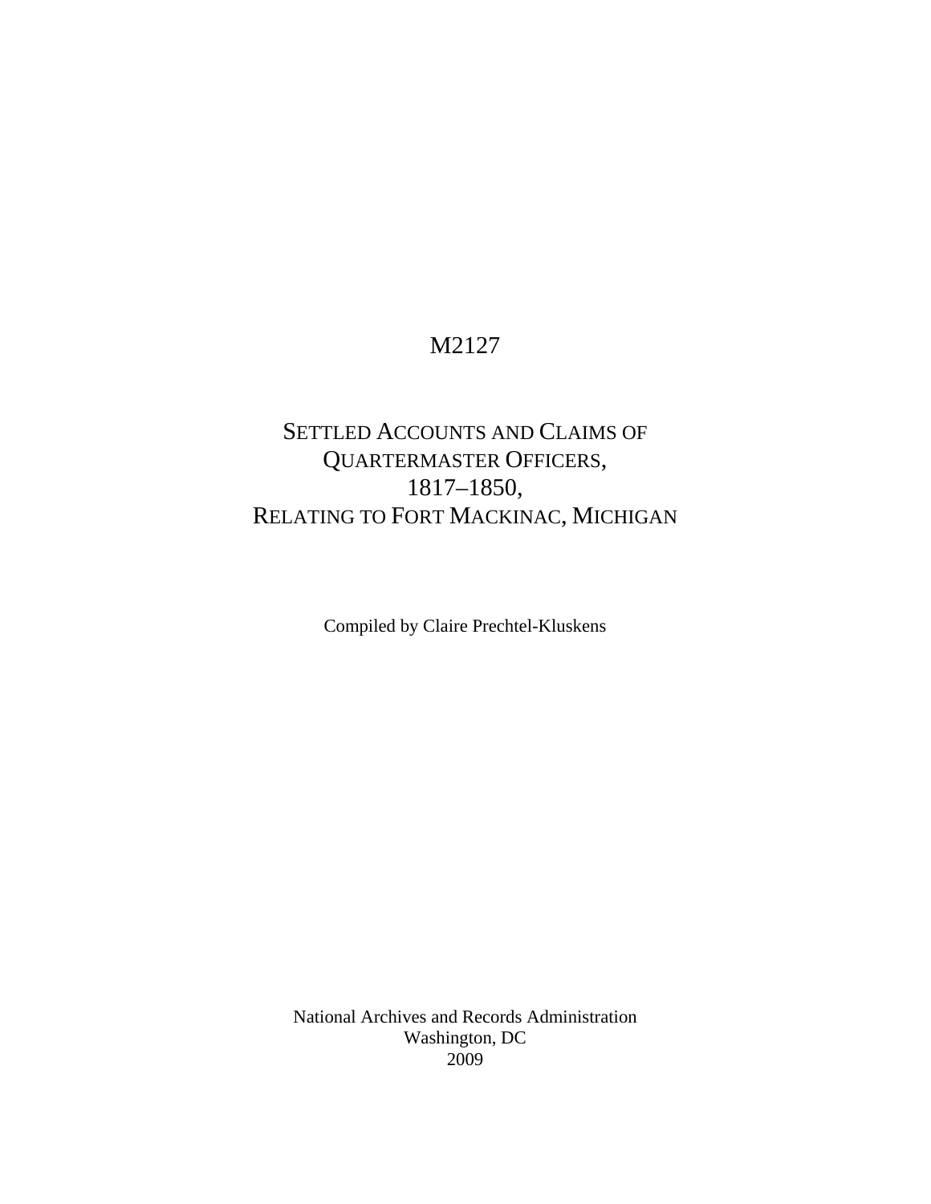# M2127

# SETTLED ACCOUNTS AND CLAIMS OF QUARTERMASTER OFFICERS, 1817–1850, RELATING TO FORT MACKINAC, MICHIGAN

Compiled by Claire Prechtel-Kluskens

National Archives and Records Administration
Washington, DC
2009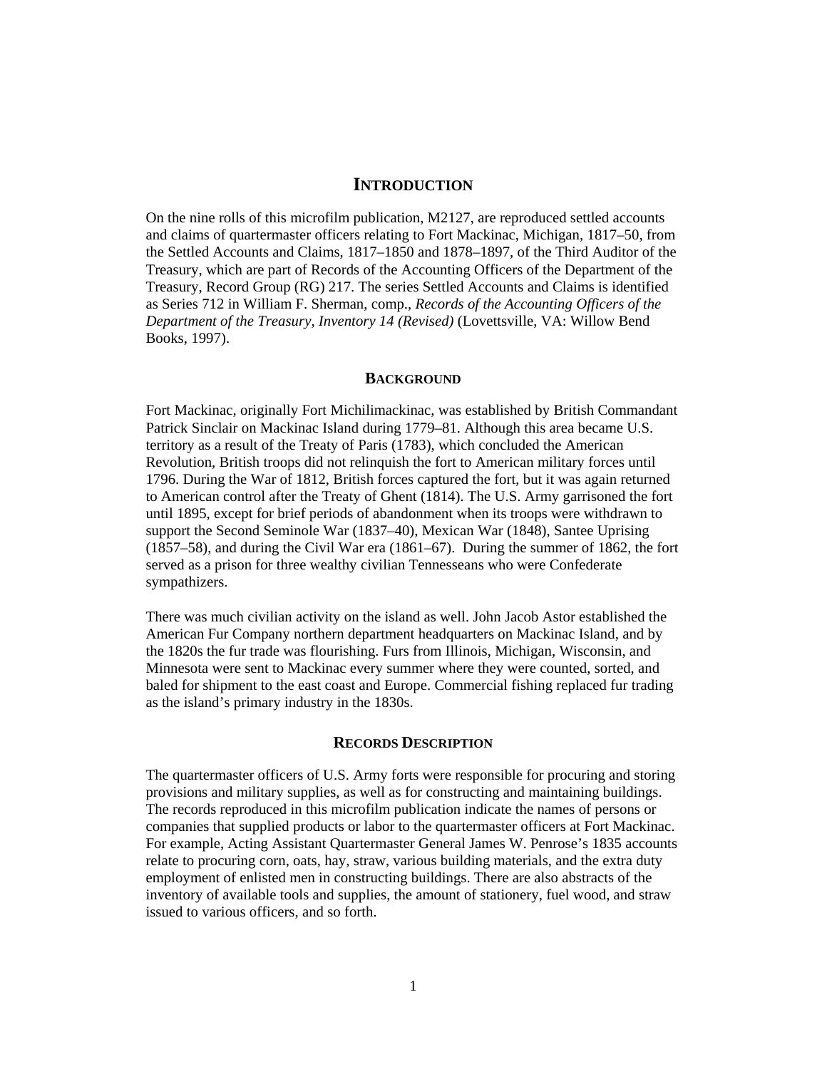# Introduction

On the nine rolls of this microfilm publication, M2127, are reproduced settled accounts and claims of quartermaster officers relating to Fort Mackinac, Michigan, 1817–50, from the Settled Accounts and Claims, 1817–1850 and 1878–1897, of the Third Auditor of the Treasury, which are part of Records of the Accounting Officers of the Department of the Treasury, Record Group (RG) 217. The series Settled Accounts and Claims is identified as Series 712 in William F. Sherman, comp., *Records of the Accounting Officers of the Department of the Treasury, Inventory 14 (Revised)* (Lovettsville, VA: Willow Bend Books, 1997).

## Background

Fort Mackinac, originally Fort Michilimackinac, was established by British Commandant Patrick Sinclair on Mackinac Island during 1779–81. Although this area became U.S. territory as a result of the Treaty of Paris (1783), which concluded the American Revolution, British troops did not relinquish the fort to American military forces until 1796. During the War of 1812, British forces captured the fort, but it was again returned to American control after the Treaty of Ghent (1814). The U.S. Army garrisoned the fort until 1895, except for brief periods of abandonment when its troops were withdrawn to support the Second Seminole War (1837–40), Mexican War (1848), Santee Uprising (1857–58), and during the Civil War era (1861–67). During the summer of 1862, the fort served as a prison for three wealthy civilian Tennesseans who were Confederate sympathizers.

There was much civilian activity on the island as well. John Jacob Astor established the American Fur Company northern department headquarters on Mackinac Island, and by the 1820s the fur trade was flourishing. Furs from Illinois, Michigan, Wisconsin, and Minnesota were sent to Mackinac every summer where they were counted, sorted, and baled for shipment to the east coast and Europe. Commercial fishing replaced fur trading as the island's primary industry in the 1830s.

## Records Description

The quartermaster officers of U.S. Army forts were responsible for procuring and storing provisions and military supplies, as well as for constructing and maintaining buildings. The records reproduced in this microfilm publication indicate the names of persons or companies that supplied products or labor to the quartermaster officers at Fort Mackinac. For example, Acting Assistant Quartermaster General James W. Penrose's 1835 accounts relate to procuring corn, oats, hay, straw, various building materials, and the extra duty employment of enlisted men in constructing buildings. There are also abstracts of the inventory of available tools and supplies, the amount of stationery, fuel wood, and straw issued to various officers, and so forth.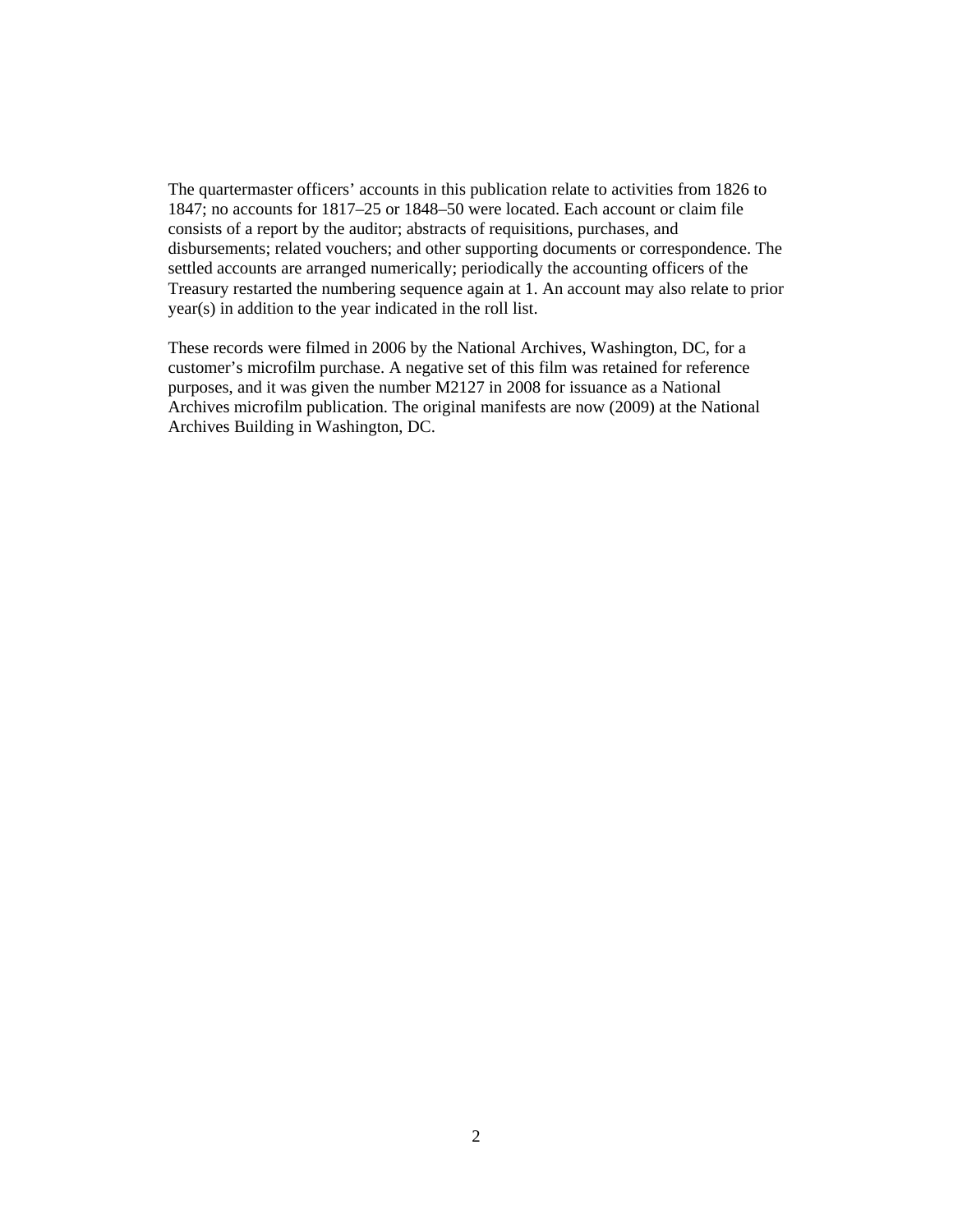The quartermaster officers’ accounts in this publication relate to activities from 1826 to 1847; no accounts for 1817–25 or 1848–50 were located. Each account or claim file consists of a report by the auditor; abstracts of requisitions, purchases, and disbursements; related vouchers; and other supporting documents or correspondence. The settled accounts are arranged numerically; periodically the accounting officers of the Treasury restarted the numbering sequence again at 1. An account may also relate to prior year(s) in addition to the year indicated in the roll list.

These records were filmed in 2006 by the National Archives, Washington, DC, for a customer’s microfilm purchase. A negative set of this film was retained for reference purposes, and it was given the number M2127 in 2008 for issuance as a National Archives microfilm publication. The original manifests are now (2009) at the National Archives Building in Washington, DC.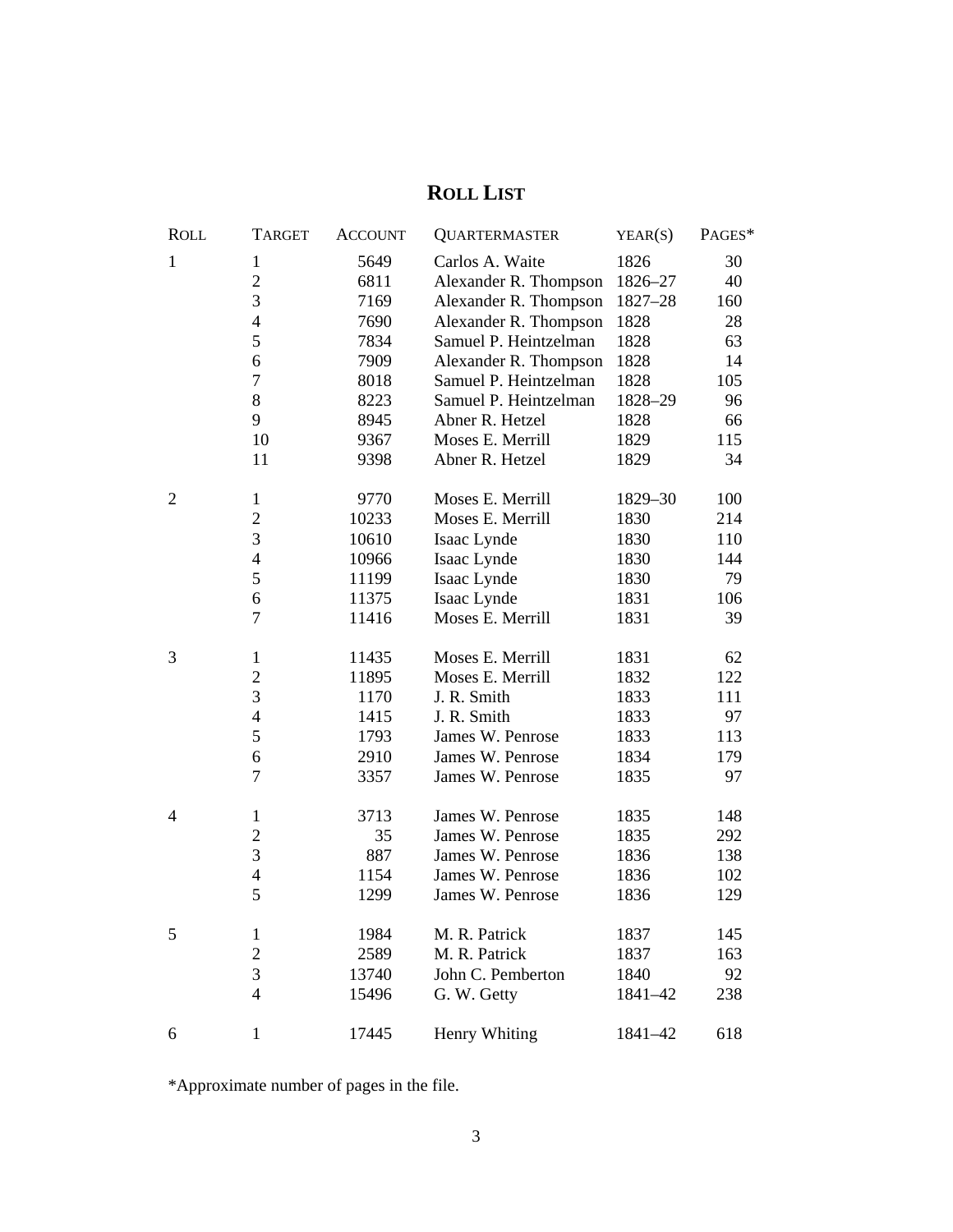# ROLL LIST

| ROLL | TARGET | ACCOUNT | QUARTERMASTER | YEAR(S) | PAGES* |
|---|---|---|---|---|---|
| 1 | 1 | 5649 | Carlos A. Waite | 1826 | 30 |
| | 2 | 6811 | Alexander R. Thompson | 1826–27 | 40 |
| | 3 | 7169 | Alexander R. Thompson | 1827–28 | 160 |
| | 4 | 7690 | Alexander R. Thompson | 1828 | 28 |
| | 5 | 7834 | Samuel P. Heintzelman | 1828 | 63 |
| | 6 | 7909 | Alexander R. Thompson | 1828 | 14 |
| | 7 | 8018 | Samuel P. Heintzelman | 1828 | 105 |
| | 8 | 8223 | Samuel P. Heintzelman | 1828–29 | 96 |
| | 9 | 8945 | Abner R. Hetzel | 1828 | 66 |
| | 10 | 9367 | Moses E. Merrill | 1829 | 115 |
| | 11 | 9398 | Abner R. Hetzel | 1829 | 34 |
| 2 | 1 | 9770 | Moses E. Merrill | 1829–30 | 100 |
| | 2 | 10233 | Moses E. Merrill | 1830 | 214 |
| | 3 | 10610 | Isaac Lynde | 1830 | 110 |
| | 4 | 10966 | Isaac Lynde | 1830 | 144 |
| | 5 | 11199 | Isaac Lynde | 1830 | 79 |
| | 6 | 11375 | Isaac Lynde | 1831 | 106 |
| | 7 | 11416 | Moses E. Merrill | 1831 | 39 |
| 3 | 1 | 11435 | Moses E. Merrill | 1831 | 62 |
| | 2 | 11895 | Moses E. Merrill | 1832 | 122 |
| | 3 | 1170 | J. R. Smith | 1833 | 111 |
| | 4 | 1415 | J. R. Smith | 1833 | 97 |
| | 5 | 1793 | James W. Penrose | 1833 | 113 |
| | 6 | 2910 | James W. Penrose | 1834 | 179 |
| | 7 | 3357 | James W. Penrose | 1835 | 97 |
| 4 | 1 | 3713 | James W. Penrose | 1835 | 148 |
| | 2 | 35 | James W. Penrose | 1835 | 292 |
| | 3 | 887 | James W. Penrose | 1836 | 138 |
| | 4 | 1154 | James W. Penrose | 1836 | 102 |
| | 5 | 1299 | James W. Penrose | 1836 | 129 |
| 5 | 1 | 1984 | M. R. Patrick | 1837 | 145 |
| | 2 | 2589 | M. R. Patrick | 1837 | 163 |
| | 3 | 13740 | John C. Pemberton | 1840 | 92 |
| | 4 | 15496 | G. W. Getty | 1841–42 | 238 |
| 6 | 1 | 17445 | Henry Whiting | 1841–42 | 618 |

*Approximate number of pages in the file.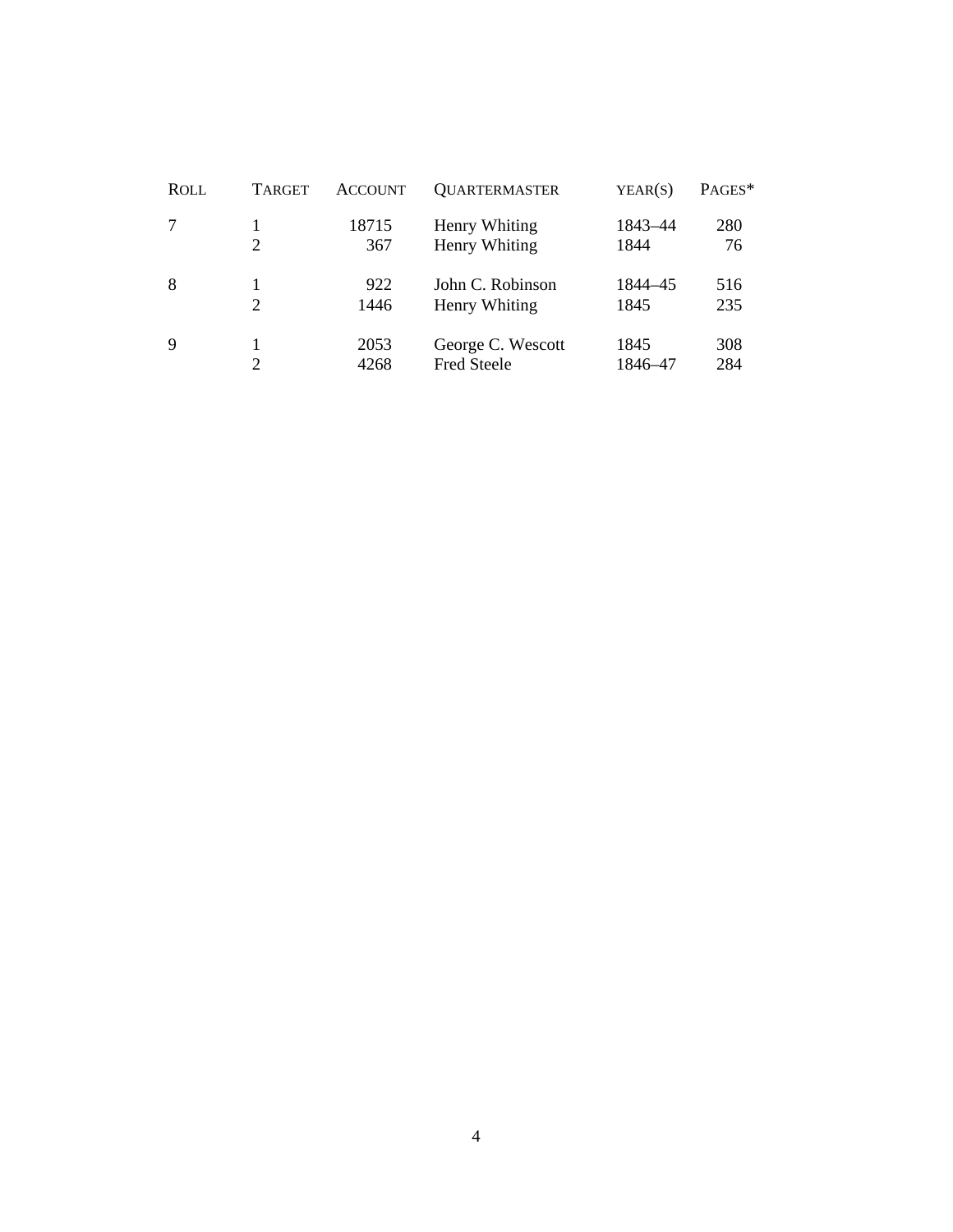| Roll | Target | Account | Quartermaster | year(s) | Pages* |
|---|---|---|---|---|---|
| 7 | 1 | 18715 | Henry Whiting | 1843–44 | 280 |
| | 2 | 367 | Henry Whiting | 1844 | 76 |
| 8 | 1 | 922 | John C. Robinson | 1844–45 | 516 |
| | 2 | 1446 | Henry Whiting | 1845 | 235 |
| 9 | 1 | 2053 | George C. Wescott | 1845 | 308 |
| | 2 | 4268 | Fred Steele | 1846–47 | 284 |